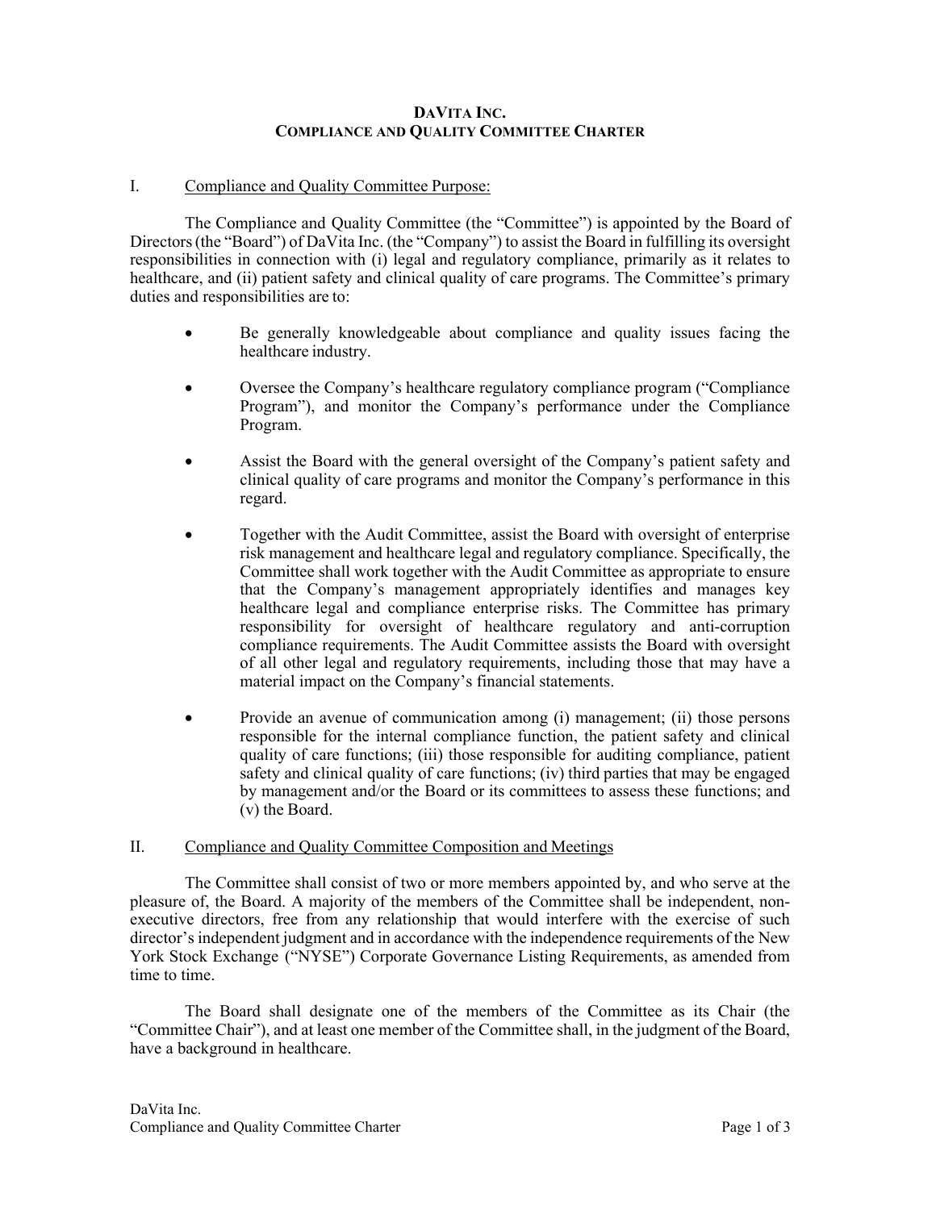# DaVita Inc.
# Compliance and Quality Committee Charter

## I. Compliance and Quality Committee Purpose:

The Compliance and Quality Committee (the "Committee") is appointed by the Board of Directors (the "Board") of DaVita Inc. (the "Company") to assist the Board in fulfilling its oversight responsibilities in connection with (i) legal and regulatory compliance, primarily as it relates to healthcare, and (ii) patient safety and clinical quality of care programs. The Committee's primary duties and responsibilities are to:

- Be generally knowledgeable about compliance and quality issues facing the healthcare industry.
- Oversee the Company's healthcare regulatory compliance program ("Compliance Program"), and monitor the Company's performance under the Compliance Program.
- Assist the Board with the general oversight of the Company's patient safety and clinical quality of care programs and monitor the Company's performance in this regard.
- Together with the Audit Committee, assist the Board with oversight of enterprise risk management and healthcare legal and regulatory compliance. Specifically, the Committee shall work together with the Audit Committee as appropriate to ensure that the Company's management appropriately identifies and manages key healthcare legal and compliance enterprise risks. The Committee has primary responsibility for oversight of healthcare regulatory and anti-corruption compliance requirements. The Audit Committee assists the Board with oversight of all other legal and regulatory requirements, including those that may have a material impact on the Company's financial statements.
- Provide an avenue of communication among (i) management; (ii) those persons responsible for the internal compliance function, the patient safety and clinical quality of care functions; (iii) those responsible for auditing compliance, patient safety and clinical quality of care functions; (iv) third parties that may be engaged by management and/or the Board or its committees to assess these functions; and (v) the Board.

## II. Compliance and Quality Committee Composition and Meetings

The Committee shall consist of two or more members appointed by, and who serve at the pleasure of, the Board. A majority of the members of the Committee shall be independent, non-executive directors, free from any relationship that would interfere with the exercise of such director's independent judgment and in accordance with the independence requirements of the New York Stock Exchange ("NYSE") Corporate Governance Listing Requirements, as amended from time to time.

The Board shall designate one of the members of the Committee as its Chair (the "Committee Chair"), and at least one member of the Committee shall, in the judgment of the Board, have a background in healthcare.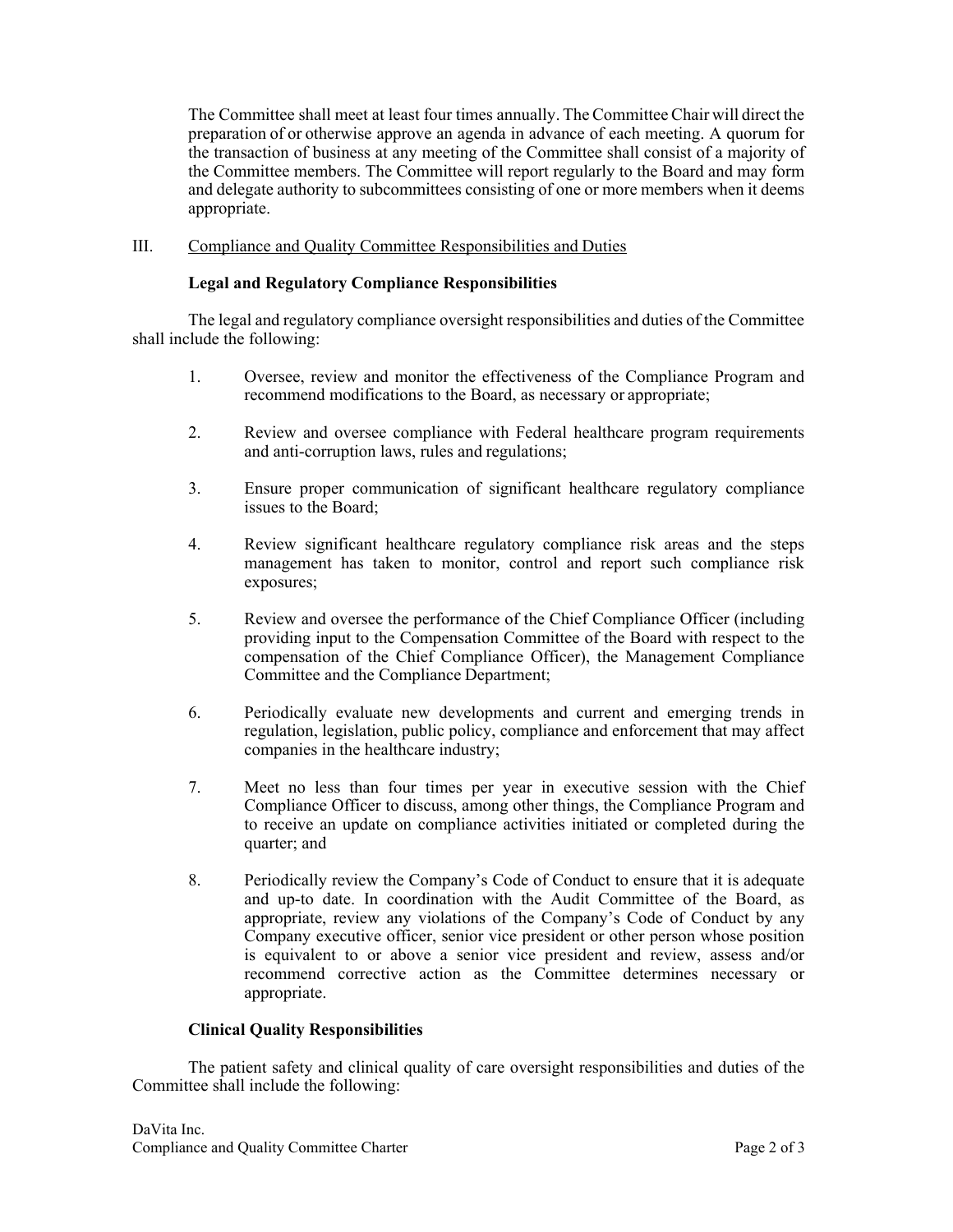The Committee shall meet at least four times annually. The Committee Chair will direct the preparation of or otherwise approve an agenda in advance of each meeting. A quorum for the transaction of business at any meeting of the Committee shall consist of a majority of the Committee members. The Committee will report regularly to the Board and may form and delegate authority to subcommittees consisting of one or more members when it deems appropriate.

## III. Compliance and Quality Committee Responsibilities and Duties

### Legal and Regulatory Compliance Responsibilities

The legal and regulatory compliance oversight responsibilities and duties of the Committee shall include the following:

1. Oversee, review and monitor the effectiveness of the Compliance Program and recommend modifications to the Board, as necessary or appropriate;

2. Review and oversee compliance with Federal healthcare program requirements and anti-corruption laws, rules and regulations;

3. Ensure proper communication of significant healthcare regulatory compliance issues to the Board;

4. Review significant healthcare regulatory compliance risk areas and the steps management has taken to monitor, control and report such compliance risk exposures;

5. Review and oversee the performance of the Chief Compliance Officer (including providing input to the Compensation Committee of the Board with respect to the compensation of the Chief Compliance Officer), the Management Compliance Committee and the Compliance Department;

6. Periodically evaluate new developments and current and emerging trends in regulation, legislation, public policy, compliance and enforcement that may affect companies in the healthcare industry;

7. Meet no less than four times per year in executive session with the Chief Compliance Officer to discuss, among other things, the Compliance Program and to receive an update on compliance activities initiated or completed during the quarter; and

8. Periodically review the Company's Code of Conduct to ensure that it is adequate and up-to date. In coordination with the Audit Committee of the Board, as appropriate, review any violations of the Company's Code of Conduct by any Company executive officer, senior vice president or other person whose position is equivalent to or above a senior vice president and review, assess and/or recommend corrective action as the Committee determines necessary or appropriate.

### Clinical Quality Responsibilities

The patient safety and clinical quality of care oversight responsibilities and duties of the Committee shall include the following: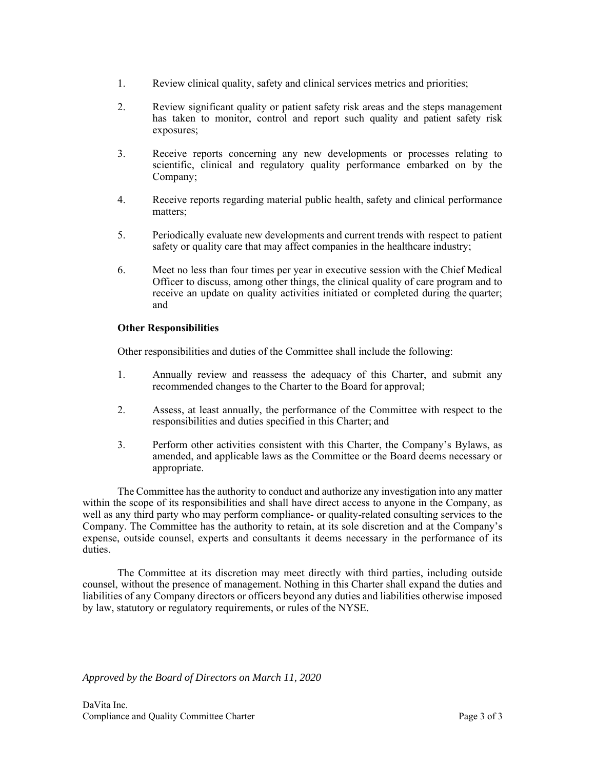1. Review clinical quality, safety and clinical services metrics and priorities;

2. Review significant quality or patient safety risk areas and the steps management has taken to monitor, control and report such quality and patient safety risk exposures;

3. Receive reports concerning any new developments or processes relating to scientific, clinical and regulatory quality performance embarked on by the Company;

4. Receive reports regarding material public health, safety and clinical performance matters;

5. Periodically evaluate new developments and current trends with respect to patient safety or quality care that may affect companies in the healthcare industry;

6. Meet no less than four times per year in executive session with the Chief Medical Officer to discuss, among other things, the clinical quality of care program and to receive an update on quality activities initiated or completed during the quarter; and

**Other Responsibilities**

Other responsibilities and duties of the Committee shall include the following:

1. Annually review and reassess the adequacy of this Charter, and submit any recommended changes to the Charter to the Board for approval;

2. Assess, at least annually, the performance of the Committee with respect to the responsibilities and duties specified in this Charter; and

3. Perform other activities consistent with this Charter, the Company's Bylaws, as amended, and applicable laws as the Committee or the Board deems necessary or appropriate.

The Committee has the authority to conduct and authorize any investigation into any matter within the scope of its responsibilities and shall have direct access to anyone in the Company, as well as any third party who may perform compliance- or quality-related consulting services to the Company. The Committee has the authority to retain, at its sole discretion and at the Company's expense, outside counsel, experts and consultants it deems necessary in the performance of its duties.

The Committee at its discretion may meet directly with third parties, including outside counsel, without the presence of management. Nothing in this Charter shall expand the duties and liabilities of any Company directors or officers beyond any duties and liabilities otherwise imposed by law, statutory or regulatory requirements, or rules of the NYSE.

*Approved by the Board of Directors on March 11, 2020*

DaVita Inc.
Compliance and Quality Committee Charter